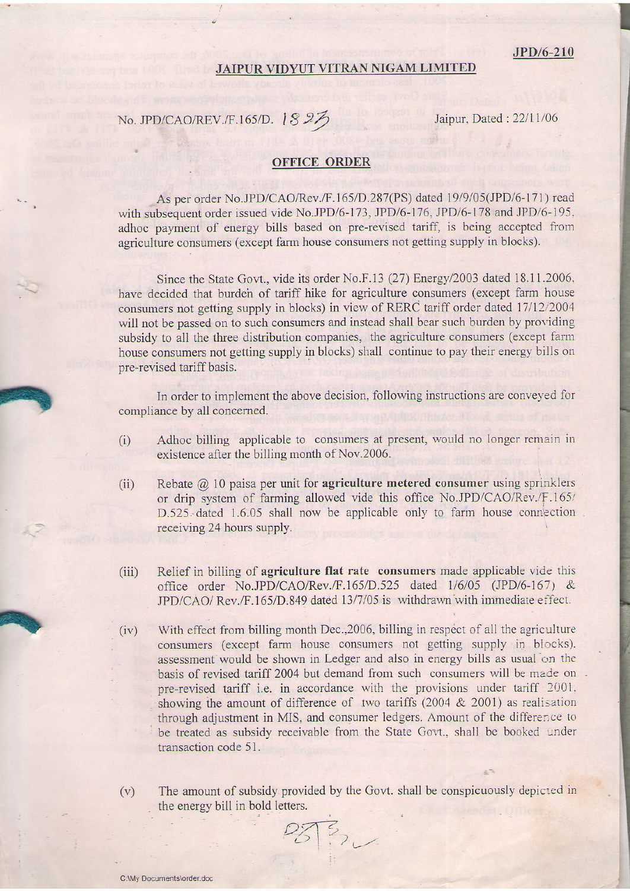JPD/6-210

## JAIPUR VIDYUT VITRAN NIGAM LIMITED

No. JPD/CAO/REV./F.165/D. 1827     Jaipur, Dated : 22/11/06

## OFFICE ORDER

As per order No.JPD/CAO/Rev./F.165/D.287(PS) dated 19/9/05(JPD/6-171) read with subsequent order issued vide No.JPD/6-173, JPD/6-176, JPD/6-178 and JPD/6-195, adhoc payment of energy bills based on pre-revised tariff, is being accepted from agriculture consumers (except farm house consumers not getting supply in blocks).

Since the State Govt., vide its order No.F.13 (27) Energy/2003 dated 18.11.2006, have decided that burden of tariff hike for agriculture consumers (except farm house consumers not getting supply in blocks) in view of RERC tariff order dated 17/12/2004 will not be passed on to such consumers and instead shall bear such burden by providing subsidy to all the three distribution companies, the agriculture consumers (except farm house consumers not getting supply in blocks) shall continue to pay their energy bills on pre-revised tariff basis.

In order to implement the above decision, following instructions are conveyed for compliance by all concerned.

(i) Adhoc billing applicable to consumers at present, would no longer remain in existence after the billing month of Nov.2006.

(ii) Rebate @ 10 paisa per unit for **agriculture metered consumer** using sprinklers or drip system of farming allowed vide this office No.JPD/CAO/Rev./F.165/D.525 dated 1.6.05 shall now be applicable only to farm house connection receiving 24 hours supply.

(iii) Relief in billing of **agriculture flat rate consumers** made applicable vide this office order No.JPD/CAO/Rev./F.165/D.525 dated 1/6/05 (JPD/6-167) & JPD/CAO/ Rev./F.165/D.849 dated 13/7/05 is withdrawn with immediate effect.

(iv) With effect from billing month Dec.,2006, billing in respect of all the agriculture consumers (except farm house consumers not getting supply in blocks). assessment would be shown in Ledger and also in energy bills as usual on the basis of revised tariff 2004 but demand from such consumers will be made on pre-revised tariff i.e. in accordance with the provisions under tariff 2001. showing the amount of difference of two tariffs (2004 & 2001) as realisation through adjustment in MIS, and consumer ledgers. Amount of the difference to be treated as subsidy receivable from the State Govt., shall be booked under transaction code 51.

(v) The amount of subsidy provided by the Govt. shall be conspicuously depicted in the energy bill in bold letters.

C:\My Documents\order.doc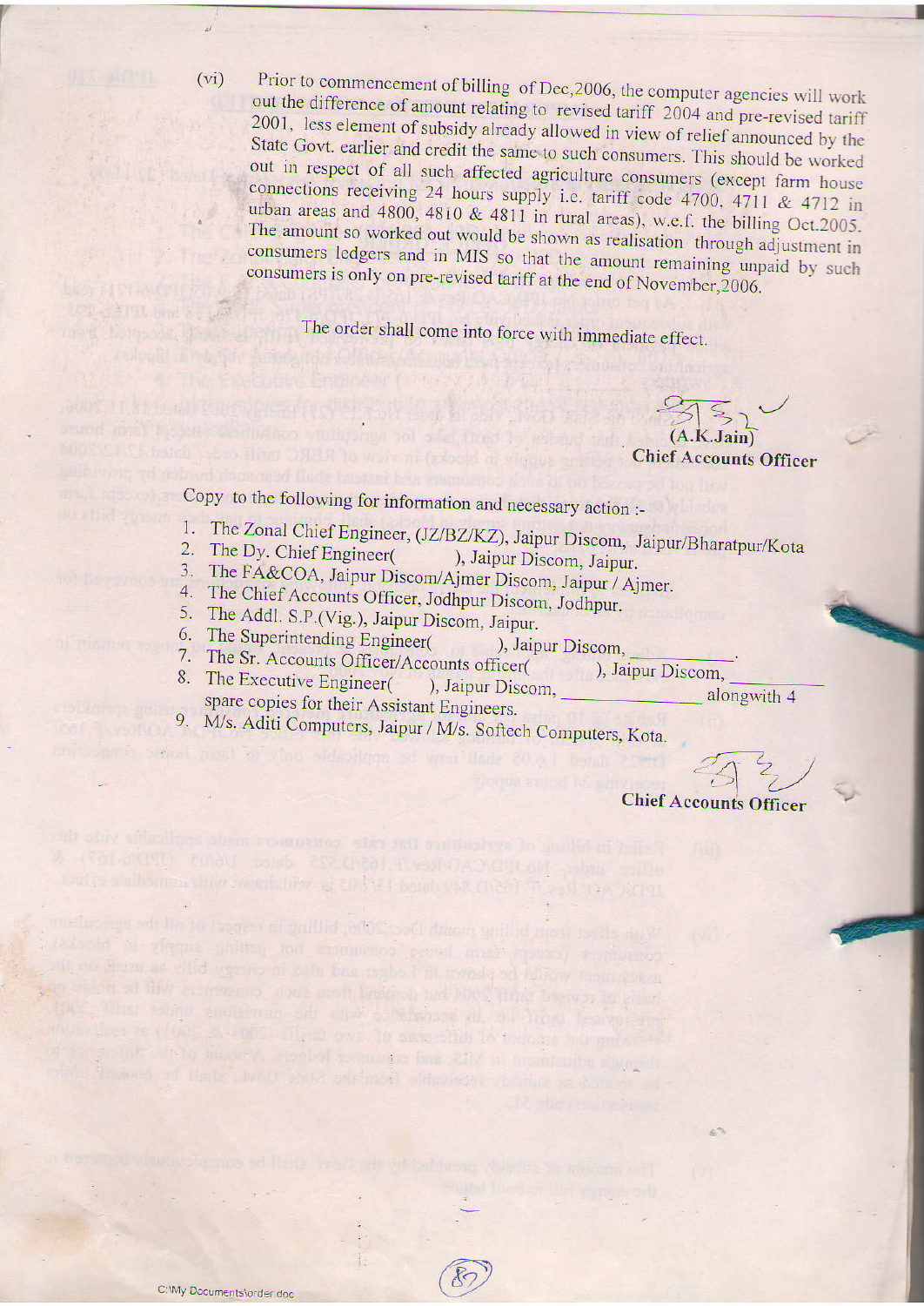(vi) Prior to commencement of billing of Dec,2006, the computer agencies will work out the difference of amount relating to revised tariff 2004 and pre-revised tariff 2001, less element of subsidy already allowed in view of relief announced by the State Govt. earlier and credit the same to such consumers. This should be worked out in respect of all such affected agriculture consumers (except farm house connections receiving 24 hours supply i.e. tariff code 4700, 4711 & 4712 in urban areas and 4800, 4810 & 4811 in rural areas), w.e.f. the billing Oct.2005. The amount so worked out would be shown as realisation through adjustment in consumers ledgers and in MIS so that the amount remaining unpaid by such consumers is only on pre-revised tariff at the end of November,2006.

The order shall come into force with immediate effect.

(A.K.Jain)
**Chief Accounts Officer**

Copy to the following for information and necessary action :-

1. The Zonal Chief Engineer, (JZ/BZ/KZ), Jaipur Discom, Jaipur/Bharatpur/Kota
2. The Dy. Chief Engineer( ), Jaipur Discom, Jaipur.
3. The FA&COA, Jaipur Discom/Ajmer Discom, Jaipur / Ajmer.
4. The Chief Accounts Officer, Jodhpur Discom, Jodhpur.
5. The Addl. S.P.(Vig.), Jaipur Discom, Jaipur.
6. The Superintending Engineer( ), Jaipur Discom, \_\_\_\_\_\_\_\_.
7. The Sr. Accounts Officer/Accounts officer( ), Jaipur Discom, \_\_\_\_\_\_\_\_
8. The Executive Engineer( ), Jaipur Discom, \_\_\_\_\_\_\_\_ alongwith 4 spare copies for their Assistant Engineers.
9. M/s. Aditi Computers, Jaipur / M/s. Softech Computers, Kota.

**Chief Accounts Officer**